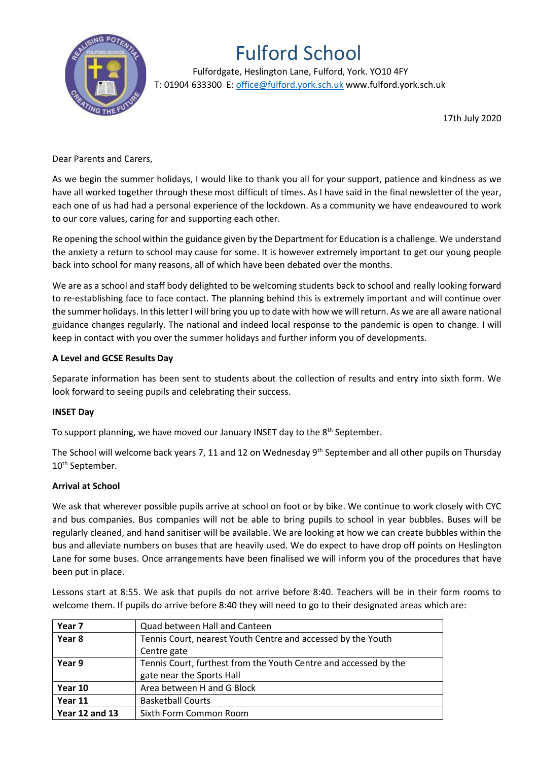# Fulford School

Fulfordgate, Heslington Lane, Fulford, York. YO10 4FY
T: 01904 633300 E: office@fulford.york.sch.uk www.fulford.york.sch.uk

17th July 2020

Dear Parents and Carers,

As we begin the summer holidays, I would like to thank you all for your support, patience and kindness as we have all worked together through these most difficult of times. As I have said in the final newsletter of the year, each one of us had had a personal experience of the lockdown. As a community we have endeavoured to work to our core values, caring for and supporting each other.

Re opening the school within the guidance given by the Department for Education is a challenge. We understand the anxiety a return to school may cause for some. It is however extremely important to get our young people back into school for many reasons, all of which have been debated over the months.

We are as a school and staff body delighted to be welcoming students back to school and really looking forward to re-establishing face to face contact. The planning behind this is extremely important and will continue over the summer holidays. In this letter I will bring you up to date with how we will return. As we are all aware national guidance changes regularly. The national and indeed local response to the pandemic is open to change. I will keep in contact with you over the summer holidays and further inform you of developments.

**A Level and GCSE Results Day**

Separate information has been sent to students about the collection of results and entry into sixth form. We look forward to seeing pupils and celebrating their success.

**INSET Day**

To support planning, we have moved our January INSET day to the 8th September.

The School will welcome back years 7, 11 and 12 on Wednesday 9th September and all other pupils on Thursday 10th September.

**Arrival at School**

We ask that wherever possible pupils arrive at school on foot or by bike. We continue to work closely with CYC and bus companies. Bus companies will not be able to bring pupils to school in year bubbles. Buses will be regularly cleaned, and hand sanitiser will be available. We are looking at how we can create bubbles within the bus and alleviate numbers on buses that are heavily used. We do expect to have drop off points on Heslington Lane for some buses. Once arrangements have been finalised we will inform you of the procedures that have been put in place.

Lessons start at 8:55. We ask that pupils do not arrive before 8:40. Teachers will be in their form rooms to welcome them. If pupils do arrive before 8:40 they will need to go to their designated areas which are:

| Year | Designated area |
|---|---|
| **Year 7** | Quad between Hall and Canteen |
| **Year 8** | Tennis Court, nearest Youth Centre and accessed by the Youth Centre gate |
| **Year 9** | Tennis Court, furthest from the Youth Centre and accessed by the gate near the Sports Hall |
| **Year 10** | Area between H and G Block |
| **Year 11** | Basketball Courts |
| **Year 12 and 13** | Sixth Form Common Room |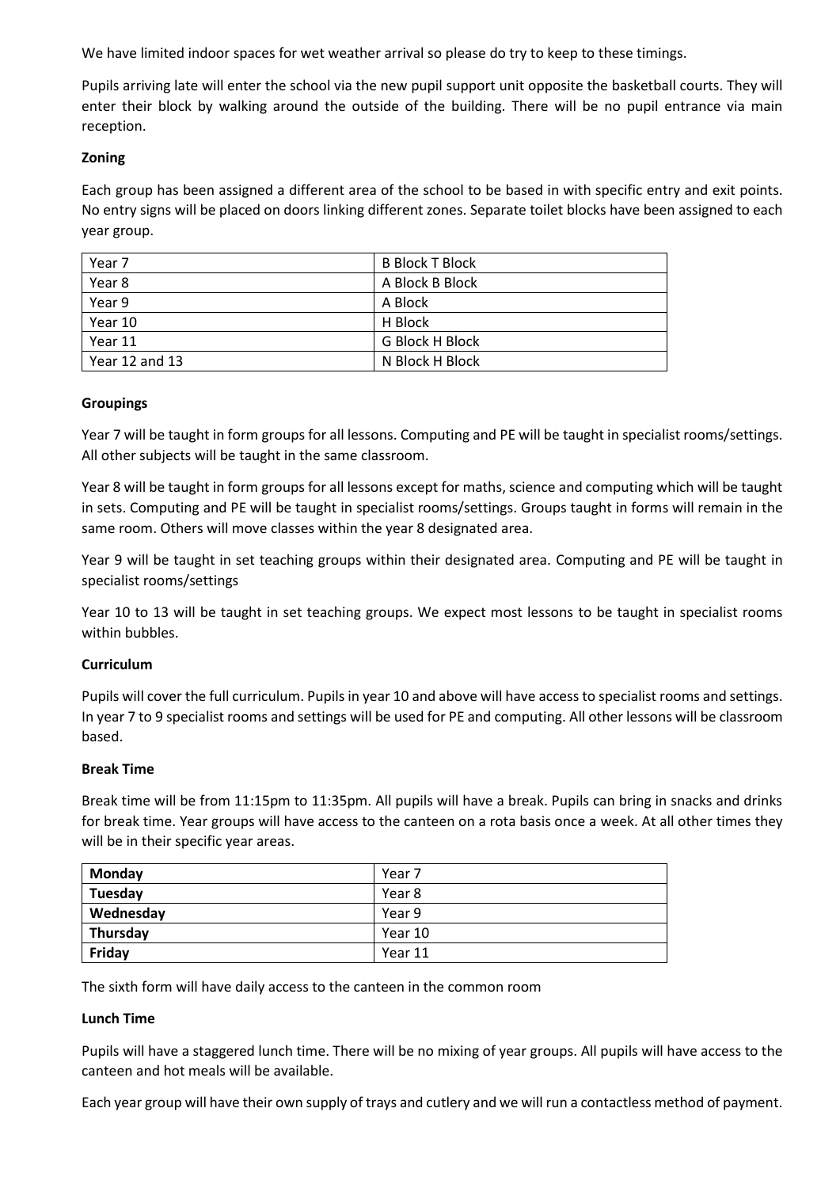We have limited indoor spaces for wet weather arrival so please do try to keep to these timings.

Pupils arriving late will enter the school via the new pupil support unit opposite the basketball courts. They will enter their block by walking around the outside of the building. There will be no pupil entrance via main reception.

**Zoning**

Each group has been assigned a different area of the school to be based in with specific entry and exit points. No entry signs will be placed on doors linking different zones. Separate toilet blocks have been assigned to each year group.

| Year 7 | B Block T Block |
|---|---|
| Year 8 | A Block B Block |
| Year 9 | A Block |
| Year 10 | H Block |
| Year 11 | G Block H Block |
| Year 12 and 13 | N Block H Block |

**Groupings**

Year 7 will be taught in form groups for all lessons. Computing and PE will be taught in specialist rooms/settings. All other subjects will be taught in the same classroom.

Year 8 will be taught in form groups for all lessons except for maths, science and computing which will be taught in sets. Computing and PE will be taught in specialist rooms/settings. Groups taught in forms will remain in the same room. Others will move classes within the year 8 designated area.

Year 9 will be taught in set teaching groups within their designated area. Computing and PE will be taught in specialist rooms/settings

Year 10 to 13 will be taught in set teaching groups. We expect most lessons to be taught in specialist rooms within bubbles.

**Curriculum**

Pupils will cover the full curriculum. Pupils in year 10 and above will have access to specialist rooms and settings. In year 7 to 9 specialist rooms and settings will be used for PE and computing. All other lessons will be classroom based.

**Break Time**

Break time will be from 11:15pm to 11:35pm. All pupils will have a break. Pupils can bring in snacks and drinks for break time. Year groups will have access to the canteen on a rota basis once a week. At all other times they will be in their specific year areas.

| **Monday** | Year 7 |
|---|---|
| **Tuesday** | Year 8 |
| **Wednesday** | Year 9 |
| **Thursday** | Year 10 |
| **Friday** | Year 11 |

The sixth form will have daily access to the canteen in the common room

**Lunch Time**

Pupils will have a staggered lunch time. There will be no mixing of year groups. All pupils will have access to the canteen and hot meals will be available.

Each year group will have their own supply of trays and cutlery and we will run a contactless method of payment.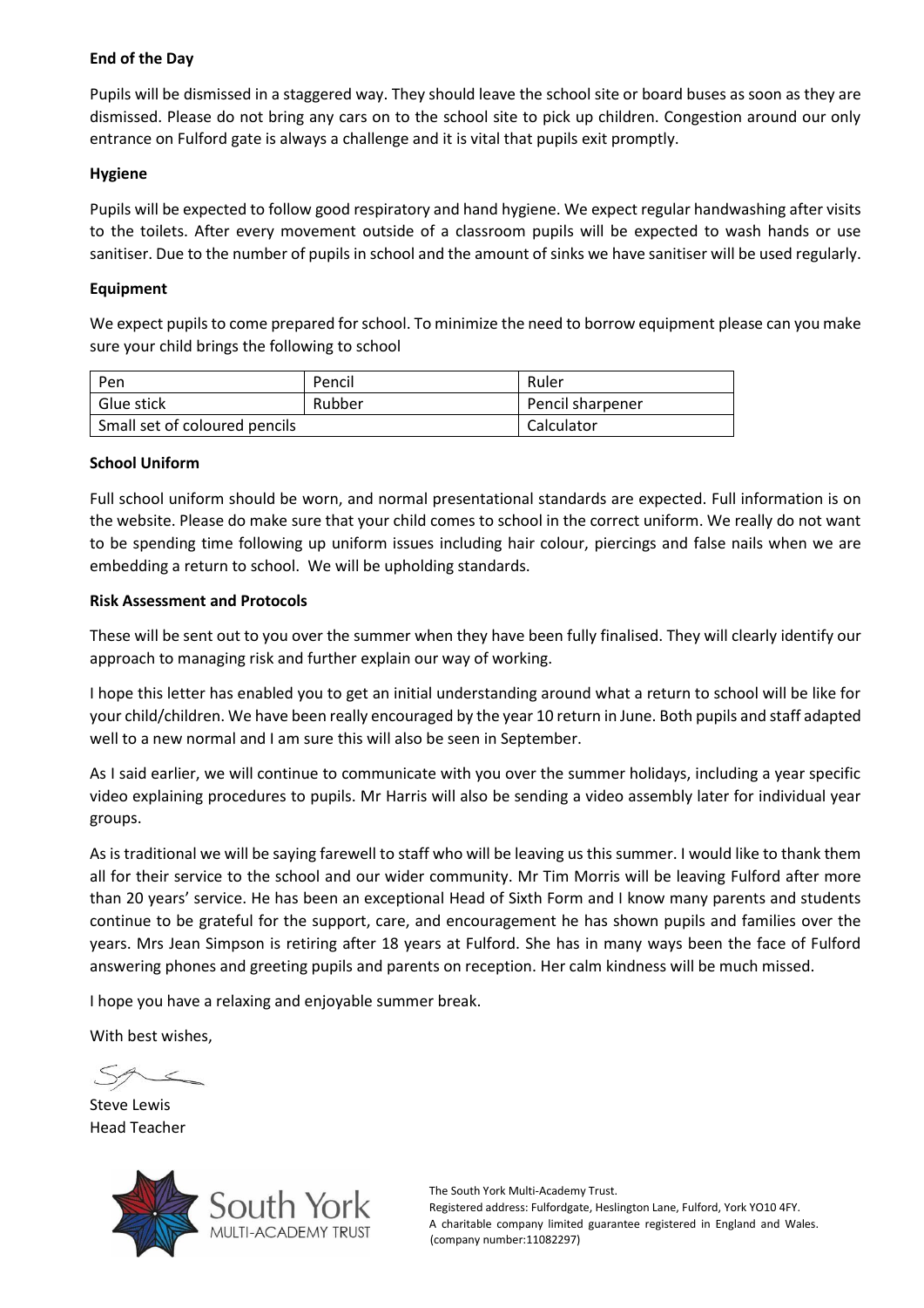**End of the Day**

Pupils will be dismissed in a staggered way. They should leave the school site or board buses as soon as they are dismissed. Please do not bring any cars on to the school site to pick up children. Congestion around our only entrance on Fulford gate is always a challenge and it is vital that pupils exit promptly.

**Hygiene**

Pupils will be expected to follow good respiratory and hand hygiene. We expect regular handwashing after visits to the toilets. After every movement outside of a classroom pupils will be expected to wash hands or use sanitiser. Due to the number of pupils in school and the amount of sinks we have sanitiser will be used regularly.

**Equipment**

We expect pupils to come prepared for school. To minimize the need to borrow equipment please can you make sure your child brings the following to school

| | | |
|---|---|---|
| Pen | Pencil | Ruler |
| Glue stick | Rubber | Pencil sharpener |
| Small set of coloured pencils | | Calculator |

**School Uniform**

Full school uniform should be worn, and normal presentational standards are expected. Full information is on the website. Please do make sure that your child comes to school in the correct uniform. We really do not want to be spending time following up uniform issues including hair colour, piercings and false nails when we are embedding a return to school. We will be upholding standards.

**Risk Assessment and Protocols**

These will be sent out to you over the summer when they have been fully finalised. They will clearly identify our approach to managing risk and further explain our way of working.

I hope this letter has enabled you to get an initial understanding around what a return to school will be like for your child/children. We have been really encouraged by the year 10 return in June. Both pupils and staff adapted well to a new normal and I am sure this will also be seen in September.

As I said earlier, we will continue to communicate with you over the summer holidays, including a year specific video explaining procedures to pupils. Mr Harris will also be sending a video assembly later for individual year groups.

As is traditional we will be saying farewell to staff who will be leaving us this summer. I would like to thank them all for their service to the school and our wider community. Mr Tim Morris will be leaving Fulford after more than 20 years' service. He has been an exceptional Head of Sixth Form and I know many parents and students continue to be grateful for the support, care, and encouragement he has shown pupils and families over the years. Mrs Jean Simpson is retiring after 18 years at Fulford. She has in many ways been the face of Fulford answering phones and greeting pupils and parents on reception. Her calm kindness will be much missed.

I hope you have a relaxing and enjoyable summer break.

With best wishes,

Steve Lewis
Head Teacher

South York MULTI-ACADEMY TRUST

The South York Multi-Academy Trust.
Registered address: Fulfordgate, Heslington Lane, Fulford, York YO10 4FY.
A charitable company limited guarantee registered in England and Wales. (company number:11082297)